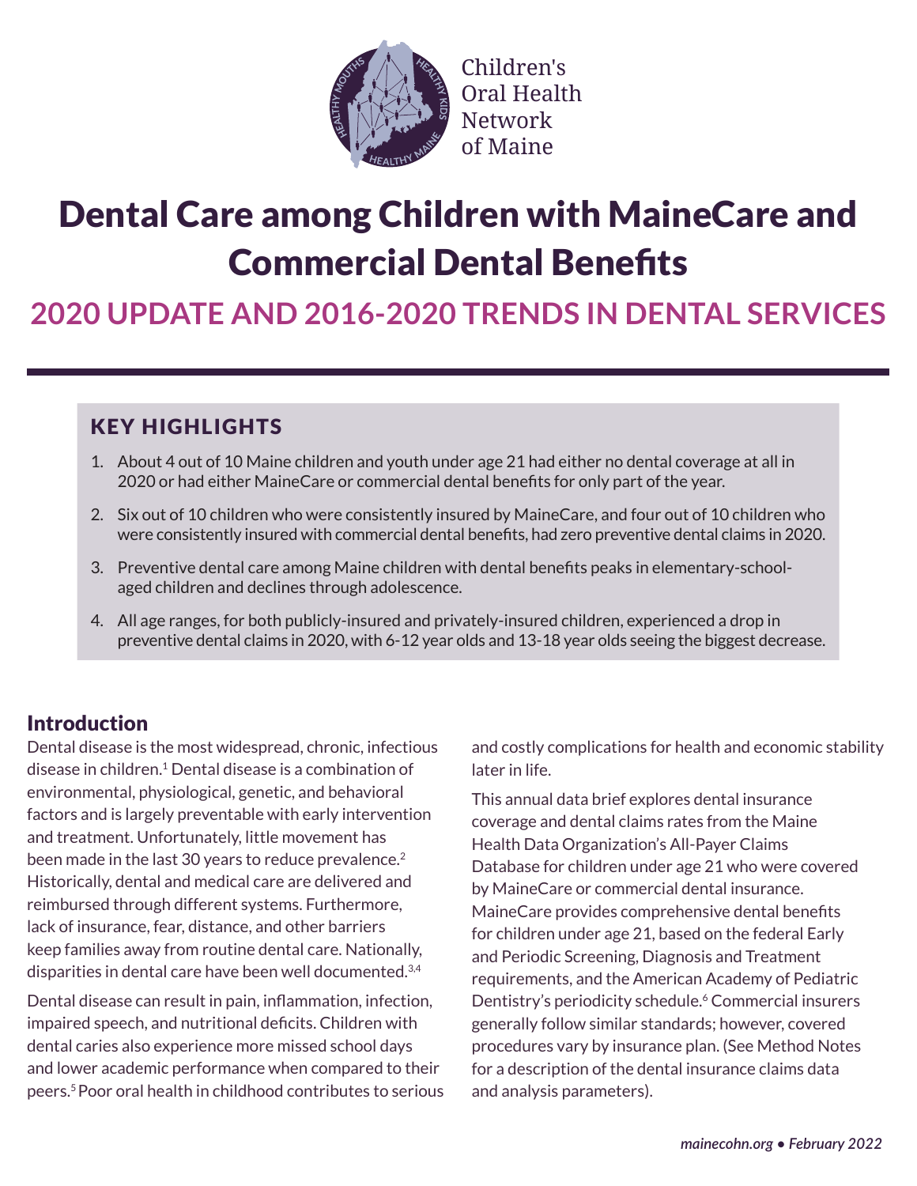Children's Oral Health Network of Maine

# Dental Care among Children with MaineCare and Commercial Dental Benefits

## 2020 UPDATE AND 2016-2020 TRENDS IN DENTAL SERVICES

### KEY HIGHLIGHTS

1. About 4 out of 10 Maine children and youth under age 21 had either no dental coverage at all in 2020 or had either MaineCare or commercial dental benefits for only part of the year.
2. Six out of 10 children who were consistently insured by MaineCare, and four out of 10 children who were consistently insured with commercial dental benefits, had zero preventive dental claims in 2020.
3. Preventive dental care among Maine children with dental benefits peaks in elementary-school-aged children and declines through adolescence.
4. All age ranges, for both publicly-insured and privately-insured children, experienced a drop in preventive dental claims in 2020, with 6-12 year olds and 13-18 year olds seeing the biggest decrease.

## Introduction

Dental disease is the most widespread, chronic, infectious disease in children.[1] Dental disease is a combination of environmental, physiological, genetic, and behavioral factors and is largely preventable with early intervention and treatment. Unfortunately, little movement has been made in the last 30 years to reduce prevalence.[2] Historically, dental and medical care are delivered and reimbursed through different systems. Furthermore, lack of insurance, fear, distance, and other barriers keep families away from routine dental care. Nationally, disparities in dental care have been well documented.[3,4]

Dental disease can result in pain, inflammation, infection, impaired speech, and nutritional deficits. Children with dental caries also experience more missed school days and lower academic performance when compared to their peers.[5] Poor oral health in childhood contributes to serious and costly complications for health and economic stability later in life.

This annual data brief explores dental insurance coverage and dental claims rates from the Maine Health Data Organization's All-Payer Claims Database for children under age 21 who were covered by MaineCare or commercial dental insurance. MaineCare provides comprehensive dental benefits for children under age 21, based on the federal Early and Periodic Screening, Diagnosis and Treatment requirements, and the American Academy of Pediatric Dentistry's periodicity schedule.[6] Commercial insurers generally follow similar standards; however, covered procedures vary by insurance plan. (See Method Notes for a description of the dental insurance claims data and analysis parameters).

*mainecohn.org • February 2022*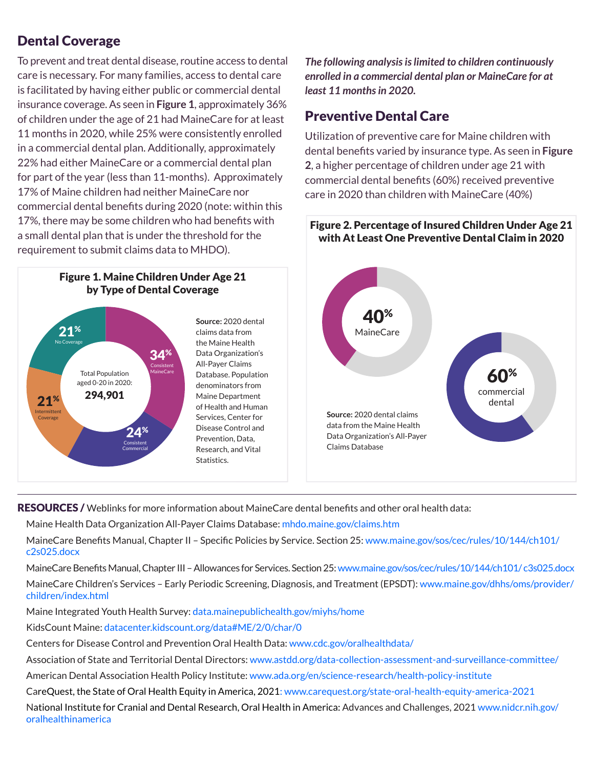## Dental Coverage

To prevent and treat dental disease, routine access to dental care is necessary. For many families, access to dental care is facilitated by having either public or commercial dental insurance coverage. As seen in **Figure 1**, approximately 36% of children under the age of 21 had MaineCare for at least 11 months in 2020, while 25% were consistently enrolled in a commercial dental plan. Additionally, approximately 22% had either MaineCare or a commercial dental plan for part of the year (less than 11-months). Approximately 17% of Maine children had neither MaineCare nor commercial dental benefits during 2020 (note: within this 17%, there may be some children who had benefits with a small dental plan that is under the threshold for the requirement to submit claims data to MHDO).

**Figure 1. Maine Children Under Age 21 by Type of Dental Coverage**

Total Population aged 0-20 in 2020: **294,901**

| Type of Dental Coverage | Percent |
|---|---|
| Consistent MaineCare | 34% |
| Consistent Commercial | 24% |
| Intermittent Coverage | 21% |
| No Coverage | 21% |

**Source:** 2020 dental claims data from the Maine Health Data Organization's All-Payer Claims Database. Population denominators from Maine Department of Health and Human Services, Center for Disease Control and Prevention, Data, Research, and Vital Statistics.

***The following analysis is limited to children continuously enrolled in a commercial dental plan or MaineCare for at least 11 months in 2020.***

## Preventive Dental Care

Utilization of preventive care for Maine children with dental benefits varied by insurance type. As seen in **Figure 2**, a higher percentage of children under age 21 with commercial dental benefits (60%) received preventive care in 2020 than children with MaineCare (40%)

**Figure 2. Percentage of Insured Children Under Age 21 with At Least One Preventive Dental Claim in 2020**

| Insurance Type | Percent |
|---|---|
| MaineCare | 40% |
| commercial dental | 60% |

**Source:** 2020 dental claims data from the Maine Health Data Organization's All-Payer Claims Database

---

**RESOURCES /** Weblinks for more information about MaineCare dental benefits and other oral health data:

- Maine Health Data Organization All-Payer Claims Database: mhdo.maine.gov/claims.htm
- MaineCare Benefits Manual, Chapter II – Specific Policies by Service. Section 25: www.maine.gov/sos/cec/rules/10/144/ch101/c2s025.docx
- MaineCare Benefits Manual, Chapter III – Allowances for Services. Section 25: www.maine.gov/sos/cec/rules/10/144/ch101/ c3s025.docx
- MaineCare Children's Services – Early Periodic Screening, Diagnosis, and Treatment (EPSDT): www.maine.gov/dhhs/oms/provider/children/index.html
- Maine Integrated Youth Health Survey: data.mainepublichealth.gov/miyhs/home
- KidsCount Maine: datacenter.kidscount.org/data#ME/2/0/char/0
- Centers for Disease Control and Prevention Oral Health Data: www.cdc.gov/oralhealthdata/
- Association of State and Territorial Dental Directors: www.astdd.org/data-collection-assessment-and-surveillance-committee/
- American Dental Association Health Policy Institute: www.ada.org/en/science-research/health-policy-institute
- CareQuest, the State of Oral Health Equity in America, 2021: www.carequest.org/state-oral-health-equity-america-2021
- National Institute for Cranial and Dental Research, Oral Health in America: Advances and Challenges, 2021 www.nidcr.nih.gov/oralhealthinamerica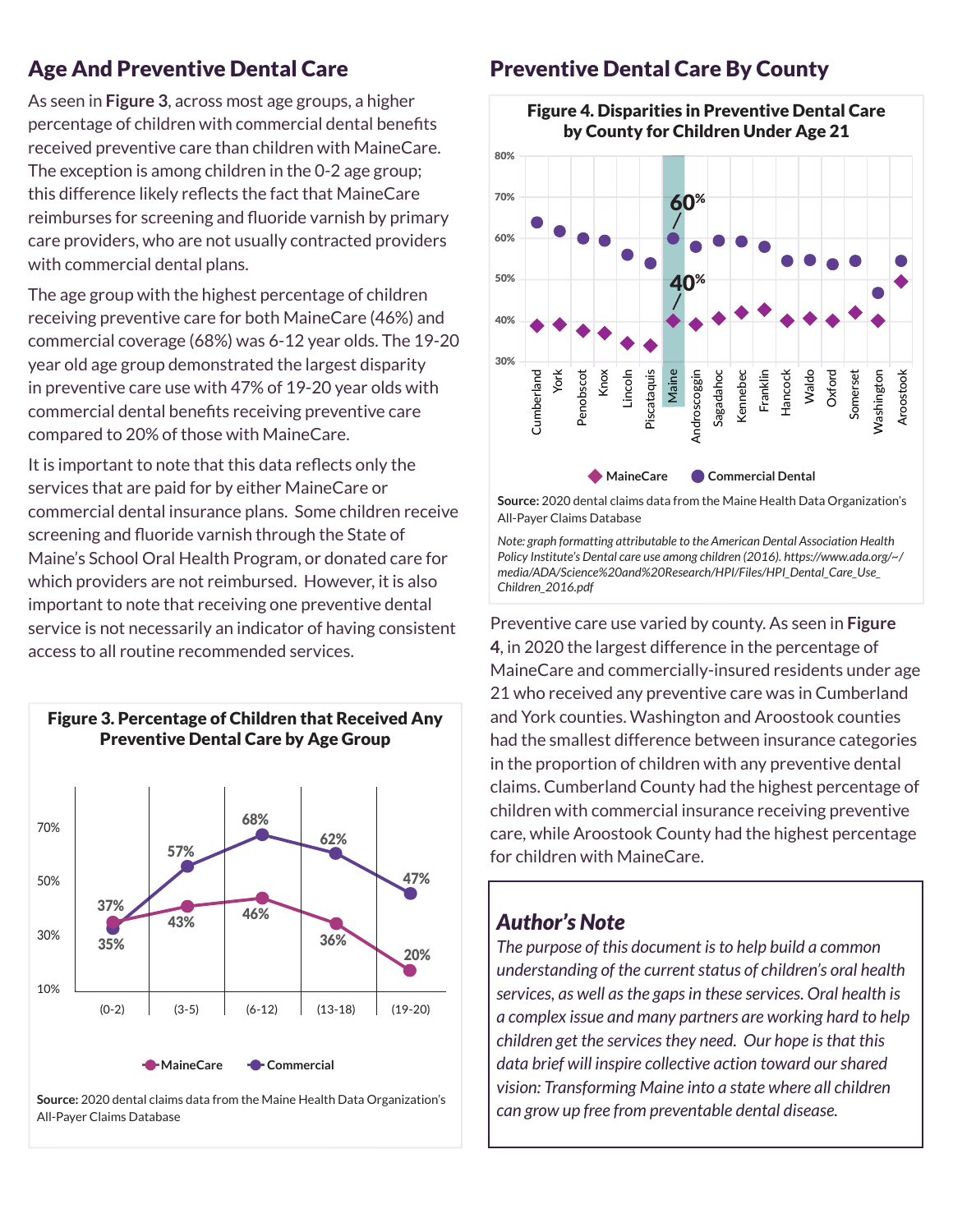## Age And Preventive Dental Care

As seen in **Figure 3**, across most age groups, a higher percentage of children with commercial dental benefits received preventive care than children with MaineCare. The exception is among children in the 0-2 age group; this difference likely reflects the fact that MaineCare reimburses for screening and fluoride varnish by primary care providers, who are not usually contracted providers with commercial dental plans.

The age group with the highest percentage of children receiving preventive care for both MaineCare (46%) and commercial coverage (68%) was 6-12 year olds. The 19-20 year old age group demonstrated the largest disparity in preventive care use with 47% of 19-20 year olds with commercial dental benefits receiving preventive care compared to 20% of those with MaineCare.

It is important to note that this data reflects only the services that are paid for by either MaineCare or commercial dental insurance plans. Some children receive screening and fluoride varnish through the State of Maine's School Oral Health Program, or donated care for which providers are not reimbursed. However, it is also important to note that receiving one preventive dental service is not necessarily an indicator of having consistent access to all routine recommended services.

**Figure 3. Percentage of Children that Received Any Preventive Dental Care by Age Group**

| Age Group | MaineCare | Commercial |
|---|---|---|
| (0-2) | 37% | 35% |
| (3-5) | 43% | 57% |
| (6-12) | 46% | 68% |
| (13-18) | 36% | 62% |
| (19-20) | 20% | 47% |

**Source:** 2020 dental claims data from the Maine Health Data Organization's All-Payer Claims Database

## Preventive Dental Care By County

**Figure 4. Disparities in Preventive Dental Care by County for Children Under Age 21**

Counties shown: Cumberland, York, Penobscot, Knox, Lincoln, Piscataquis, Maine (60% Commercial Dental / 40% MaineCare), Androscoggin, Sagadahoc, Kennebec, Franklin, Hancock, Waldo, Oxford, Somerset, Washington, Aroostook

◆ MaineCare ● Commercial Dental

**Source:** 2020 dental claims data from the Maine Health Data Organization's All-Payer Claims Database

*Note: graph formatting attributable to the American Dental Association Health Policy Institute's Dental care use among children (2016). https://www.ada.org/~/media/ADA/Science%20and%20Research/HPI/Files/HPI_Dental_Care_Use_Children_2016.pdf*

Preventive care use varied by county. As seen in **Figure 4**, in 2020 the largest difference in the percentage of MaineCare and commercially-insured residents under age 21 who received any preventive care was in Cumberland and York counties. Washington and Aroostook counties had the smallest difference between insurance categories in the proportion of children with any preventive dental claims. Cumberland County had the highest percentage of children with commercial insurance receiving preventive care, while Aroostook County had the highest percentage for children with MaineCare.

### *Author's Note*

*The purpose of this document is to help build a common understanding of the current status of children's oral health services, as well as the gaps in these services. Oral health is a complex issue and many partners are working hard to help children get the services they need. Our hope is that this data brief will inspire collective action toward our shared vision: Transforming Maine into a state where all children can grow up free from preventable dental disease.*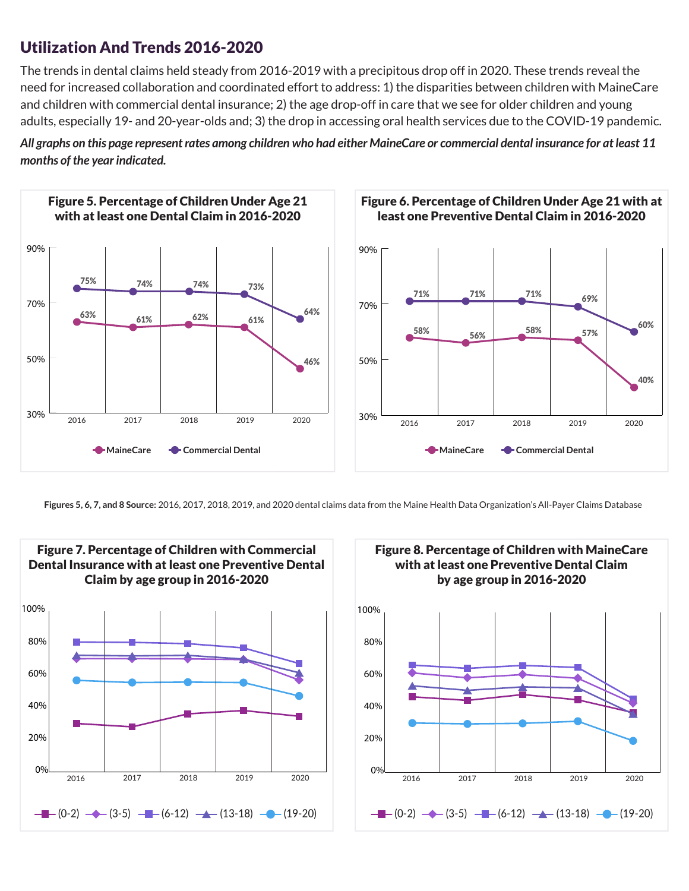## Utilization And Trends 2016-2020

The trends in dental claims held steady from 2016-2019 with a precipitous drop off in 2020. These trends reveal the need for increased collaboration and coordinated effort to address: 1) the disparities between children with MaineCare and children with commercial dental insurance; 2) the age drop-off in care that we see for older children and young adults, especially 19- and 20-year-olds and; 3) the drop in accessing oral health services due to the COVID-19 pandemic.

***All graphs on this page represent rates among children who had either MaineCare or commercial dental insurance for at least 11 months of the year indicated.***

**Figure 5. Percentage of Children Under Age 21 with at least one Dental Claim in 2016-2020**

| | 2016 | 2017 | 2018 | 2019 | 2020 |
|---|---|---|---|---|---|
| MaineCare | 63% | 61% | 62% | 61% | 46% |
| Commercial Dental | 75% | 74% | 74% | 73% | 64% |

**Figure 6. Percentage of Children Under Age 21 with at least one Preventive Dental Claim in 2016-2020**

| | 2016 | 2017 | 2018 | 2019 | 2020 |
|---|---|---|---|---|---|
| MaineCare | 58% | 56% | 58% | 57% | 40% |
| Commercial Dental | 71% | 71% | 71% | 69% | 60% |

**Figures 5, 6, 7, and 8 Source:** 2016, 2017, 2018, 2019, and 2020 dental claims data from the Maine Health Data Organization's All-Payer Claims Database

**Figure 7. Percentage of Children with Commercial Dental Insurance with at least one Preventive Dental Claim by age group in 2016-2020**

Age groups: (0-2), (3-5), (6-12), (13-18), (19-20); years 2016–2020.

**Figure 8. Percentage of Children with MaineCare with at least one Preventive Dental Claim by age group in 2016-2020**

Age groups: (0-2), (3-5), (6-12), (13-18), (19-20); years 2016–2020.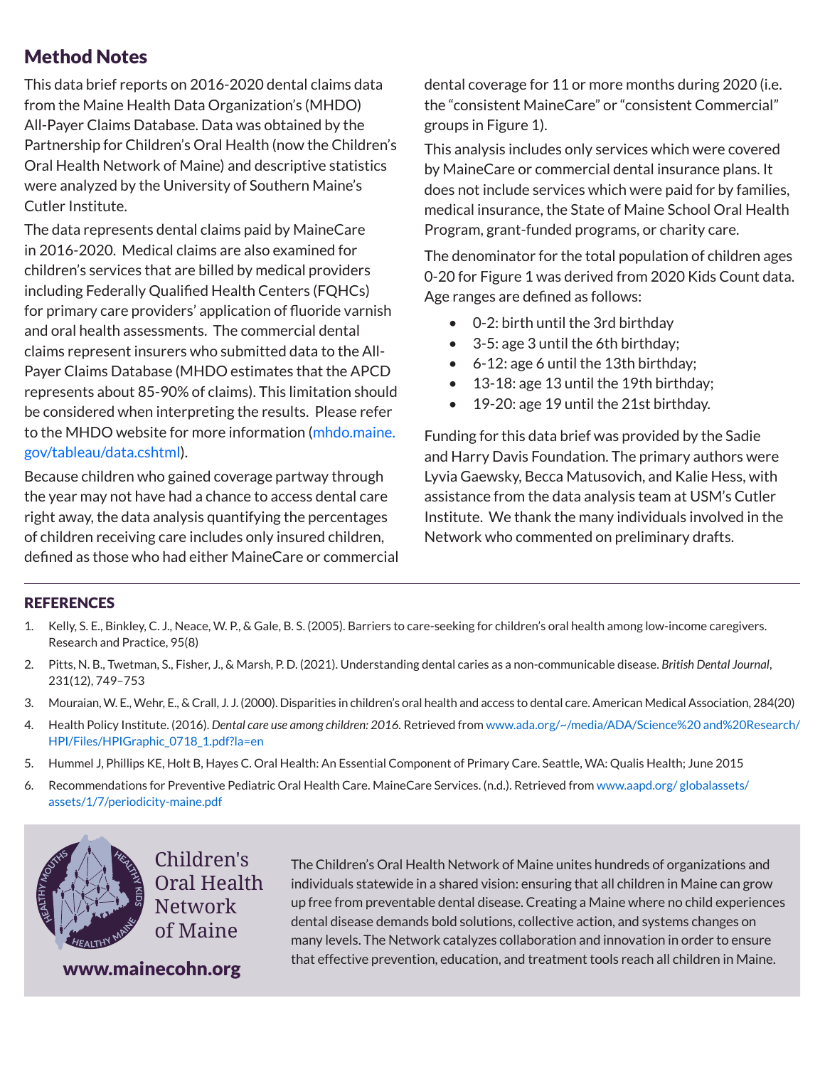## Method Notes

This data brief reports on 2016-2020 dental claims data from the Maine Health Data Organization's (MHDO) All-Payer Claims Database. Data was obtained by the Partnership for Children's Oral Health (now the Children's Oral Health Network of Maine) and descriptive statistics were analyzed by the University of Southern Maine's Cutler Institute.

The data represents dental claims paid by MaineCare in 2016-2020. Medical claims are also examined for children's services that are billed by medical providers including Federally Qualified Health Centers (FQHCs) for primary care providers' application of fluoride varnish and oral health assessments. The commercial dental claims represent insurers who submitted data to the All-Payer Claims Database (MHDO estimates that the APCD represents about 85-90% of claims). This limitation should be considered when interpreting the results. Please refer to the MHDO website for more information (mhdo.maine.gov/tableau/data.cshtml).

Because children who gained coverage partway through the year may not have had a chance to access dental care right away, the data analysis quantifying the percentages of children receiving care includes only insured children, defined as those who had either MaineCare or commercial dental coverage for 11 or more months during 2020 (i.e. the "consistent MaineCare" or "consistent Commercial" groups in Figure 1).

This analysis includes only services which were covered by MaineCare or commercial dental insurance plans. It does not include services which were paid for by families, medical insurance, the State of Maine School Oral Health Program, grant-funded programs, or charity care.

The denominator for the total population of children ages 0-20 for Figure 1 was derived from 2020 Kids Count data. Age ranges are defined as follows:

- 0-2: birth until the 3rd birthday
- 3-5: age 3 until the 6th birthday;
- 6-12: age 6 until the 13th birthday;
- 13-18: age 13 until the 19th birthday;
- 19-20: age 19 until the 21st birthday.

Funding for this data brief was provided by the Sadie and Harry Davis Foundation. The primary authors were Lyvia Gaewsky, Becca Matusovich, and Kalie Hess, with assistance from the data analysis team at USM's Cutler Institute. We thank the many individuals involved in the Network who commented on preliminary drafts.

## REFERENCES

1. Kelly, S. E., Binkley, C. J., Neace, W. P., & Gale, B. S. (2005). Barriers to care-seeking for children's oral health among low-income caregivers. Research and Practice, 95(8)
2. Pitts, N. B., Twetman, S., Fisher, J., & Marsh, P. D. (2021). Understanding dental caries as a non-communicable disease. *British Dental Journal*, 231(12), 749–753
3. Mouraian, W. E., Wehr, E., & Crall, J. J. (2000). Disparities in children's oral health and access to dental care. American Medical Association, 284(20)
4. Health Policy Institute. (2016). *Dental care use among children: 2016.* Retrieved from www.ada.org/~/media/ADA/Science%20 and%20Research/HPI/Files/HPIGraphic_0718_1.pdf?la=en
5. Hummel J, Phillips KE, Holt B, Hayes C. Oral Health: An Essential Component of Primary Care. Seattle, WA: Qualis Health; June 2015
6. Recommendations for Preventive Pediatric Oral Health Care. MaineCare Services. (n.d.). Retrieved from www.aapd.org/ globalassets/assets/1/7/periodicity-maine.pdf

Children's Oral Health Network of Maine

www.mainecohn.org

The Children's Oral Health Network of Maine unites hundreds of organizations and individuals statewide in a shared vision: ensuring that all children in Maine can grow up free from preventable dental disease. Creating a Maine where no child experiences dental disease demands bold solutions, collective action, and systems changes on many levels. The Network catalyzes collaboration and innovation in order to ensure that effective prevention, education, and treatment tools reach all children in Maine.